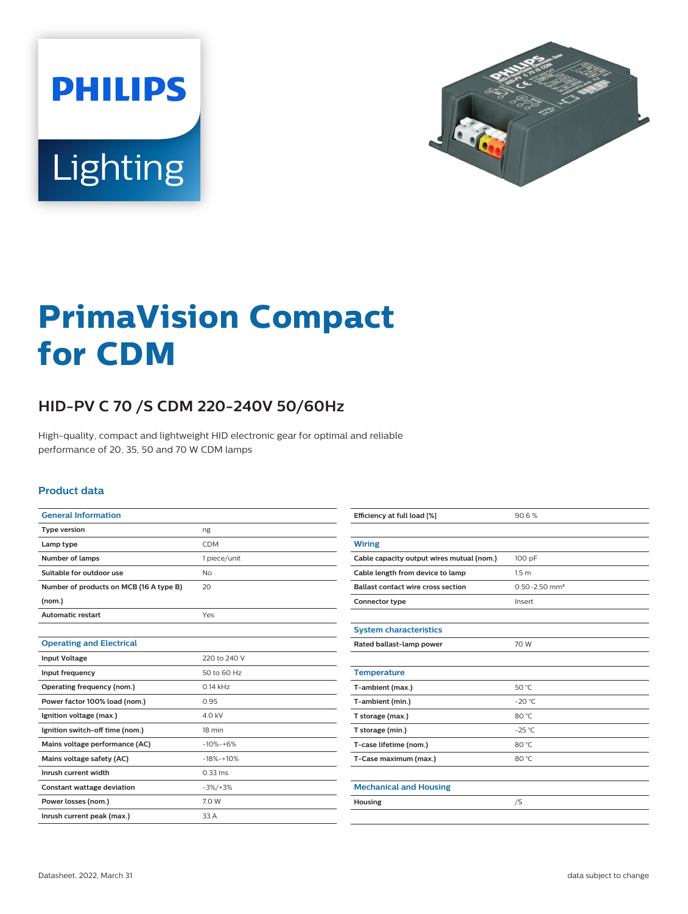# PrimaVision Compact for CDM

## HID-PV C 70 /S CDM 220-240V 50/60Hz

High-quality, compact and lightweight HID electronic gear for optimal and reliable performance of 20, 35, 50 and 70 W CDM lamps

### Product data

| General Information | |
|---|---|
| Type version | ng |
| Lamp type | CDM |
| Number of lamps | 1 piece/unit |
| Suitable for outdoor use | No |
| Number of products on MCB (16 A type B) (nom.) | 20 |
| Automatic restart | Yes |

| Operating and Electrical | |
|---|---|
| Input Voltage | 220 to 240 V |
| Input frequency | 50 to 60 Hz |
| Operating frequency (nom.) | 0.14 kHz |
| Power factor 100% load (nom.) | 0.95 |
| Ignition voltage (max.) | 4.0 kV |
| Ignition switch-off time (nom.) | 18 min |
| Mains voltage performance (AC) | -10%-+6% |
| Mains voltage safety (AC) | -18%-+10% |
| Inrush current width | 0.33 ms |
| Constant wattage deviation | -3%/+3% |
| Power losses (nom.) | 7.0 W |
| Inrush current peak (max.) | 33 A |
| Efficiency at full load [%] | 90.6 % |

| Wiring | |
|---|---|
| Cable capacity output wires mutual (nom.) | 100 pF |
| Cable length from device to lamp | 1.5 m |
| Ballast contact wire cross section | 0.50-2.50 mm² |
| Connector type | Insert |

| System characteristics | |
|---|---|
| Rated ballast-lamp power | 70 W |

| Temperature | |
|---|---|
| T-ambient (max.) | 50 °C |
| T-ambient (min.) | -20 °C |
| T storage (max.) | 80 °C |
| T storage (min.) | -25 °C |
| T-case lifetime (nom.) | 80 °C |
| T-Case maximum (max.) | 80 °C |

| Mechanical and Housing | |
|---|---|
| Housing | /S |

Datasheet, 2022, March 31

data subject to change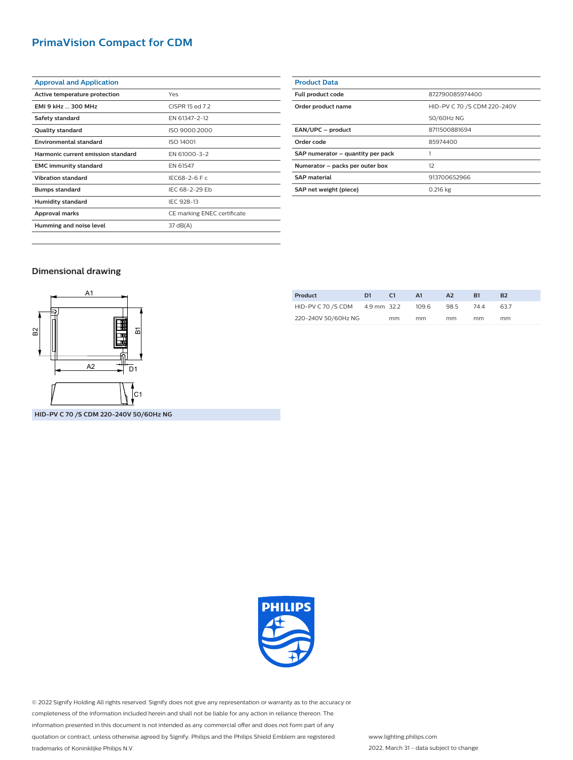## PrimaVision Compact for CDM

| Approval and Application | |
|---|---|
| Active temperature protection | Yes |
| EMI 9 kHz ... 300 MHz | CISPR 15 ed 7.2 |
| Safety standard | EN 61347-2-12 |
| Quality standard | ISO 9000:2000 |
| Environmental standard | ISO 14001 |
| Harmonic current emission standard | EN 61000-3-2 |
| EMC immunity standard | EN 61547 |
| Vibration standard | IEC68-2-6 F c |
| Bumps standard | IEC 68-2-29 Eb |
| Humidity standard | IEC 928-13 |
| Approval marks | CE marking ENEC certificate |
| Humming and noise level | 37 dB(A) |

| Product Data | |
|---|---|
| Full product code | 872790085974400 |
| Order product name | HID-PV C 70 /S CDM 220-240V 50/60Hz NG |
| EAN/UPC – product | 8711500881694 |
| Order code | 85974400 |
| SAP numerator – quantity per pack | 1 |
| Numerator – packs per outer box | 12 |
| SAP material | 913700652966 |
| SAP net weight (piece) | 0.216 kg |

### Dimensional drawing

A1

B2

B1

A2

D1

C1

HID-PV C 70 /S CDM 220-240V 50/60Hz NG

| Product | D1 | C1 | A1 | A2 | B1 | B2 |
|---|---|---|---|---|---|---|
| HID-PV C 70 /S CDM 220-240V 50/60Hz NG | 4.9 mm | 32.2 mm | 109.6 mm | 98.5 mm | 74.4 mm | 63.7 mm |

© 2022 Signify Holding All rights reserved. Signify does not give any representation or warranty as to the accuracy or completeness of the information included herein and shall not be liable for any action in reliance thereon. The information presented in this document is not intended as any commercial offer and does not form part of any quotation or contract, unless otherwise agreed by Signify. Philips and the Philips Shield Emblem are registered trademarks of Koninklijke Philips N.V.

www.lighting.philips.com

2022, March 31 - data subject to change